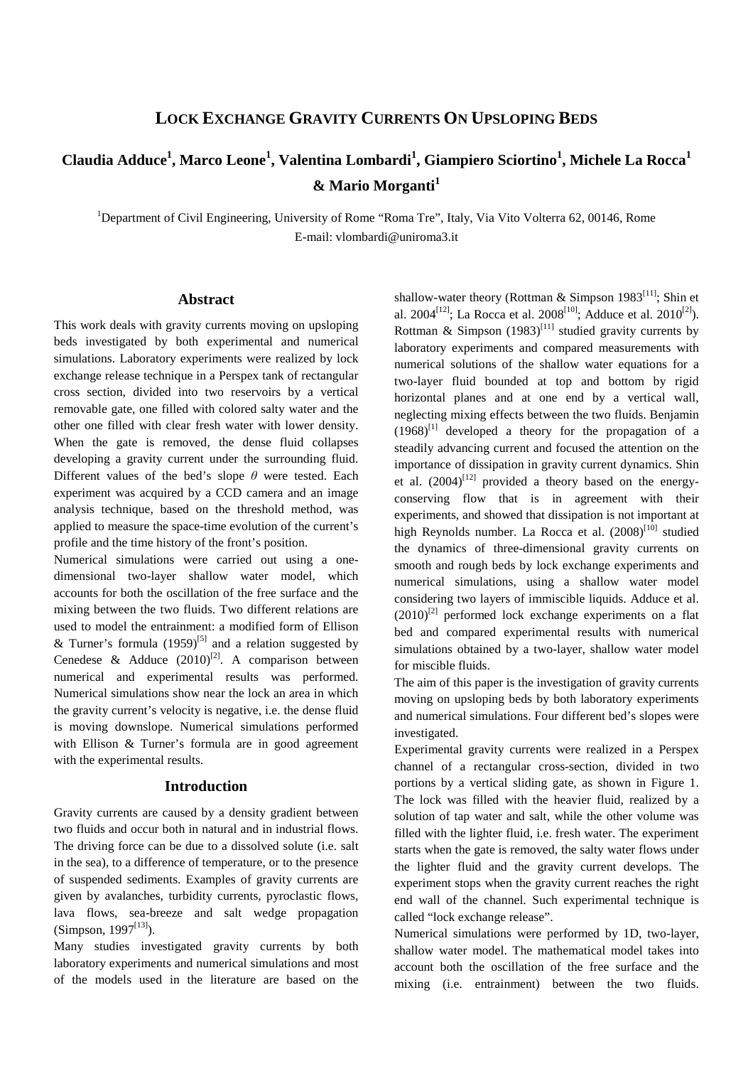# LOCK EXCHANGE GRAVITY CURRENTS ON UPSLOPING BEDS

**Claudia Adduce[1], Marco Leone[1], Valentina Lombardi[1], Giampiero Sciortino[1], Michele La Rocca[1] & Mario Morganti[1]**

[1]Department of Civil Engineering, University of Rome "Roma Tre", Italy, Via Vito Volterra 62, 00146, Rome
E-mail: vlombardi@uniroma3.it

## Abstract

This work deals with gravity currents moving on upsloping beds investigated by both experimental and numerical simulations. Laboratory experiments were realized by lock exchange release technique in a Perspex tank of rectangular cross section, divided into two reservoirs by a vertical removable gate, one filled with colored salty water and the other one filled with clear fresh water with lower density. When the gate is removed, the dense fluid collapses developing a gravity current under the surrounding fluid. Different values of the bed's slope $\theta$ were tested. Each experiment was acquired by a CCD camera and an image analysis technique, based on the threshold method, was applied to measure the space-time evolution of the current's profile and the time history of the front's position.

Numerical simulations were carried out using a one-dimensional two-layer shallow water model, which accounts for both the oscillation of the free surface and the mixing between the two fluids. Two different relations are used to model the entrainment: a modified form of Ellison & Turner's formula (1959)[5] and a relation suggested by Cenedese & Adduce (2010)[2]. A comparison between numerical and experimental results was performed. Numerical simulations show near the lock an area in which the gravity current's velocity is negative, i.e. the dense fluid is moving downslope. Numerical simulations performed with Ellison & Turner's formula are in good agreement with the experimental results.

## Introduction

Gravity currents are caused by a density gradient between two fluids and occur both in natural and in industrial flows. The driving force can be due to a dissolved solute (i.e. salt in the sea), to a difference of temperature, or to the presence of suspended sediments. Examples of gravity currents are given by avalanches, turbidity currents, pyroclastic flows, lava flows, sea-breeze and salt wedge propagation (Simpson, 1997[13]).

Many studies investigated gravity currents by both laboratory experiments and numerical simulations and most of the models used in the literature are based on the shallow-water theory (Rottman & Simpson 1983[11]; Shin et al. 2004[12]; La Rocca et al. 2008[10]; Adduce et al. 2010[2]). Rottman & Simpson (1983)[11] studied gravity currents by laboratory experiments and compared measurements with numerical solutions of the shallow water equations for a two-layer fluid bounded at top and bottom by rigid horizontal planes and at one end by a vertical wall, neglecting mixing effects between the two fluids. Benjamin (1968)[1] developed a theory for the propagation of a steadily advancing current and focused the attention on the importance of dissipation in gravity current dynamics. Shin et al. (2004)[12] provided a theory based on the energy-conserving flow that is in agreement with their experiments, and showed that dissipation is not important at high Reynolds number. La Rocca et al. (2008)[10] studied the dynamics of three-dimensional gravity currents on smooth and rough beds by lock exchange experiments and numerical simulations, using a shallow water model considering two layers of immiscible liquids. Adduce et al. (2010)[2] performed lock exchange experiments on a flat bed and compared experimental results with numerical simulations obtained by a two-layer, shallow water model for miscible fluids.

The aim of this paper is the investigation of gravity currents moving on upsloping beds by both laboratory experiments and numerical simulations. Four different bed's slopes were investigated.

Experimental gravity currents were realized in a Perspex channel of a rectangular cross-section, divided in two portions by a vertical sliding gate, as shown in Figure 1. The lock was filled with the heavier fluid, realized by a solution of tap water and salt, while the other volume was filled with the lighter fluid, i.e. fresh water. The experiment starts when the gate is removed, the salty water flows under the lighter fluid and the gravity current develops. The experiment stops when the gravity current reaches the right end wall of the channel. Such experimental technique is called "lock exchange release".

Numerical simulations were performed by 1D, two-layer, shallow water model. The mathematical model takes into account both the oscillation of the free surface and the mixing (i.e. entrainment) between the two fluids.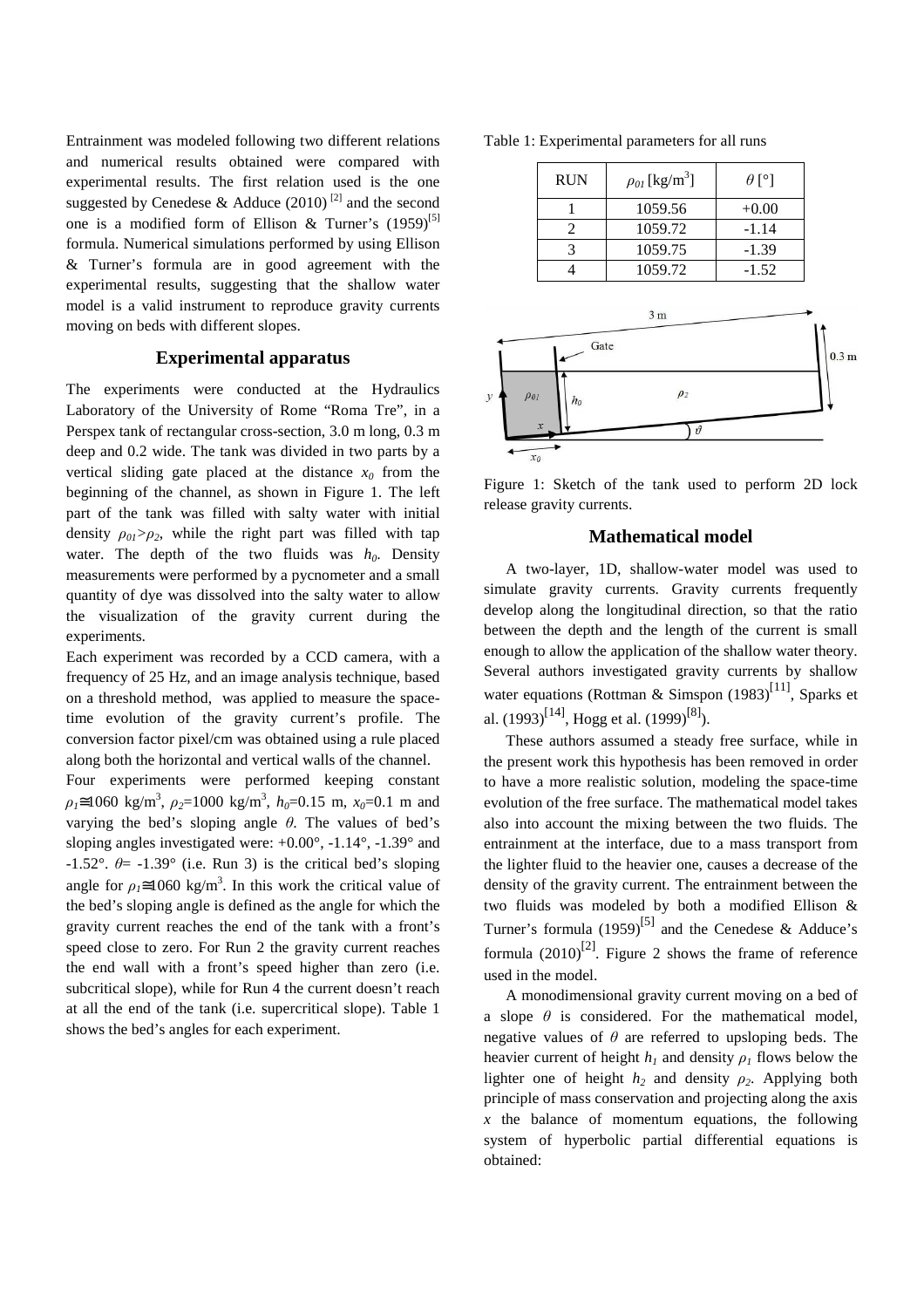Entrainment was modeled following two different relations and numerical results obtained were compared with experimental results. The first relation used is the one suggested by Cenedese & Adduce (2010) [2] and the second one is a modified form of Ellison & Turner's (1959)[5] formula. Numerical simulations performed by using Ellison & Turner's formula are in good agreement with the experimental results, suggesting that the shallow water model is a valid instrument to reproduce gravity currents moving on beds with different slopes.

## Experimental apparatus

The experiments were conducted at the Hydraulics Laboratory of the University of Rome "Roma Tre", in a Perspex tank of rectangular cross-section, 3.0 m long, 0.3 m deep and 0.2 wide. The tank was divided in two parts by a vertical sliding gate placed at the distance $x_0$ from the beginning of the channel, as shown in Figure 1. The left part of the tank was filled with salty water with initial density $\rho_{01}>\rho_2$, while the right part was filled with tap water. The depth of the two fluids was $h_0$. Density measurements were performed by a pycnometer and a small quantity of dye was dissolved into the salty water to allow the visualization of the gravity current during the experiments.

Each experiment was recorded by a CCD camera, with a frequency of 25 Hz, and an image analysis technique, based on a threshold method, was applied to measure the space-time evolution of the gravity current's profile. The conversion factor pixel/cm was obtained using a rule placed along both the horizontal and vertical walls of the channel.

Four experiments were performed keeping constant $\rho_1 \cong 1060$ kg/m$^3$, $\rho_2$=1000 kg/m$^3$, $h_0$=0.15 m, $x_0$=0.1 m and varying the bed's sloping angle $\theta$. The values of bed's sloping angles investigated were: +0.00°, -1.14°, -1.39° and -1.52°. $\theta$= -1.39° (i.e. Run 3) is the critical bed's sloping angle for $\rho_1 \cong 1060$ kg/m$^3$. In this work the critical value of the bed's sloping angle is defined as the angle for which the gravity current reaches the end of the tank with a front's speed close to zero. For Run 2 the gravity current reaches the end wall with a front's speed higher than zero (i.e. subcritical slope), while for Run 4 the current doesn't reach at all the end of the tank (i.e. supercritical slope). Table 1 shows the bed's angles for each experiment.

Table 1: Experimental parameters for all runs

| RUN | $\rho_{01}$ [kg/m$^3$] | $\theta$ [°] |
|---|---|---|
| 1 | 1059.56 | +0.00 |
| 2 | 1059.72 | -1.14 |
| 3 | 1059.75 | -1.39 |
| 4 | 1059.72 | -1.52 |

Figure 1: Sketch of the tank used to perform 2D lock release gravity currents.

## Mathematical model

A two-layer, 1D, shallow-water model was used to simulate gravity currents. Gravity currents frequently develop along the longitudinal direction, so that the ratio between the depth and the length of the current is small enough to allow the application of the shallow water theory. Several authors investigated gravity currents by shallow water equations (Rottman & Simspon (1983)[11], Sparks et al. (1993)[14], Hogg et al. (1999)[8]).

These authors assumed a steady free surface, while in the present work this hypothesis has been removed in order to have a more realistic solution, modeling the space-time evolution of the free surface. The mathematical model takes also into account the mixing between the two fluids. The entrainment at the interface, due to a mass transport from the lighter fluid to the heavier one, causes a decrease of the density of the gravity current. The entrainment between the two fluids was modeled by both a modified Ellison & Turner's formula (1959)[5] and the Cenedese & Adduce's formula (2010)[2]. Figure 2 shows the frame of reference used in the model.

A monodimensional gravity current moving on a bed of a slope $\theta$ is considered. For the mathematical model, negative values of $\theta$ are referred to upsloping beds. The heavier current of height $h_1$ and density $\rho_1$ flows below the lighter one of height $h_2$ and density $\rho_2$. Applying both principle of mass conservation and projecting along the axis $x$ the balance of momentum equations, the following system of hyperbolic partial differential equations is obtained: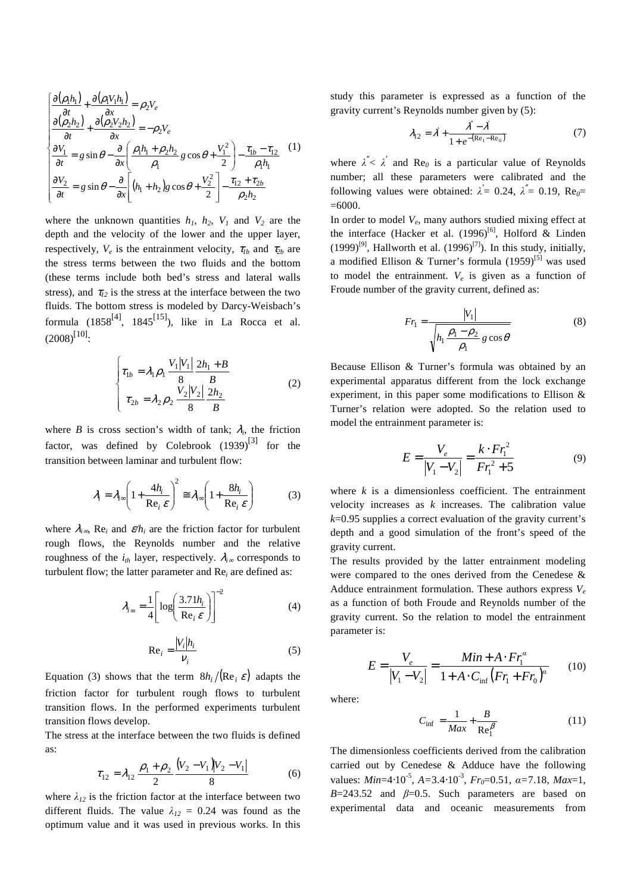$$
\begin{cases}
\dfrac{\partial(\rho_1 h_1)}{\partial t}+\dfrac{\partial(\rho_1 V_1 h_1)}{\partial x}=\rho_2 V_e \\
\dfrac{\partial(\rho_2 h_2)}{\partial t}+\dfrac{\partial(\rho_2 V_2 h_2)}{\partial x}=-\rho_2 V_e \\
\dfrac{\partial V_1}{\partial t}=g\sin\theta-\dfrac{\partial}{\partial x}\left(\dfrac{\rho_1 h_1+\rho_2 h_2}{\rho_1}g\cos\theta+\dfrac{V_1^2}{2}\right)-\dfrac{\tau_{1b}-\tau_{12}}{\rho_1 h_1} \\
\dfrac{\partial V_2}{\partial t}=g\sin\theta-\dfrac{\partial}{\partial x}\left[(h_1+h_2)g\cos\theta+\dfrac{V_2^2}{2}\right]-\dfrac{\tau_{12}+\tau_{2b}}{\rho_2 h_2}
\end{cases}
\quad (1)
$$

where the unknown quantities $h_1$, $h_2$, $V_1$ and $V_2$ are the depth and the velocity of the lower and the upper layer, respectively, $V_e$ is the entrainment velocity, $\tau_{1b}$ and $\tau_{2b}$ are the stress terms between the two fluids and the bottom (these terms include both bed's stress and lateral walls stress), and $\tau_{12}$ is the stress at the interface between the two fluids. The bottom stress is modeled by Darcy-Weisbach's formula (1858[4], 1845[15]), like in La Rocca et al. (2008)[10]:

$$
\begin{cases}
\tau_{1b}=\lambda_1\rho_1\dfrac{V_1|V_1|}{8}\dfrac{2h_1+B}{B} \\
\tau_{2b}=\lambda_2\rho_2\dfrac{V_2|V_2|}{8}\dfrac{2h_2}{B}
\end{cases}
\quad (2)
$$

where $B$ is cross section's width of tank; $\lambda_i$, the friction factor, was defined by Colebrook (1939)[3] for the transition between laminar and turbulent flow:

$$
\lambda_i=\lambda_{i\infty}\left(1+\frac{4h_i}{\mathrm{Re}_i\,\varepsilon}\right)^2\cong\lambda_{i\infty}\left(1+\frac{8h_i}{\mathrm{Re}_i\,\varepsilon}\right) \quad (3)
$$

where $\lambda_{i\infty}$, $\mathrm{Re}_i$ and $\varepsilon/h_i$ are the friction factor for turbulent rough flows, the Reynolds number and the relative roughness of the $i_{th}$ layer, respectively. $\lambda_{i\infty}$ corresponds to turbulent flow; the latter parameter and $\mathrm{Re}_i$ are defined as:

$$
\lambda_{i\infty}=\frac{1}{4}\left[\log\left(\frac{3.71h_i}{\mathrm{Re}_i\,\varepsilon}\right)\right]^{-2} \quad (4)
$$

$$
\mathrm{Re}_i=\frac{|V_i|h_i}{\nu_i} \quad (5)
$$

Equation (3) shows that the term $8h_i/(\mathrm{Re}_i\,\varepsilon)$ adapts the friction factor for turbulent rough flows to turbulent transition flows. In the performed experiments turbulent transition flows develop.

The stress at the interface between the two fluids is defined as:

$$
\tau_{12}=\lambda_{12}\frac{\rho_1+\rho_2}{2}\frac{(V_2-V_1)|V_2-V_1|}{8} \quad (6)
$$

where $\lambda_{12}$ is the friction factor at the interface between two different fluids. The value $\lambda_{12}$ = 0.24 was found as the optimum value and it was used in previous works. In this study this parameter is expressed as a function of the gravity current's Reynolds number given by (5):

$$
\lambda_{12}=\lambda'+\frac{\lambda''-\lambda'}{1+e^{-(\mathrm{Re}_1-\mathrm{Re}_0)}} \quad (7)
$$

where $\lambda''<\lambda'$ and $\mathrm{Re}_0$ is a particular value of Reynolds number; all these parameters were calibrated and the following values were obtained: $\lambda'$= 0.24, $\lambda''$= 0.19, $\mathrm{Re}_0$= =6000.

In order to model $V_e$, many authors studied mixing effect at the interface (Hacker et al. (1996)[6], Holford & Linden (1999)[9], Hallworth et al. (1996)[7]). In this study, initially, a modified Ellison & Turner's formula (1959)[5] was used to model the entrainment. $V_e$ is given as a function of Froude number of the gravity current, defined as:

$$
Fr_1=\frac{|V_1|}{\sqrt{h_1\dfrac{\rho_1-\rho_2}{\rho_1}g\cos\theta}} \quad (8)
$$

Because Ellison & Turner's formula was obtained by an experimental apparatus different from the lock exchange experiment, in this paper some modifications to Ellison & Turner's relation were adopted. So the relation used to model the entrainment parameter is:

$$
E=\frac{V_e}{|V_1-V_2|}=\frac{k\cdot Fr_1^2}{Fr_1^2+5} \quad (9)
$$

where $k$ is a dimensionless coefficient. The entrainment velocity increases as $k$ increases. The calibration value $k$=0.95 supplies a correct evaluation of the gravity current's depth and a good simulation of the front's speed of the gravity current.

The results provided by the latter entrainment modeling were compared to the ones derived from the Cenedese & Adduce entrainment formulation. These authors express $V_e$ as a function of both Froude and Reynolds number of the gravity current. So the relation to model the entrainment parameter is:

$$
E=\frac{V_e}{|V_1-V_2|}=\frac{Min+A\cdot Fr_1^{\alpha}}{1+A\cdot C_{\inf}(Fr_1+Fr_0)^{\alpha}} \quad (10)
$$

where:

$$
C_{\inf}=\frac{1}{Max}+\frac{B}{\mathrm{Re}_1^{\beta}} \quad (11)
$$

The dimensionless coefficients derived from the calibration carried out by Cenedese & Adduce have the following values: $Min$=4·10$^{-5}$, $A$=3.4·10$^{-3}$, $Fr_0$=0.51, $\alpha$=7.18, $Max$=1, $B$=243.52 and $\beta$=0.5. Such parameters are based on experimental data and oceanic measurements from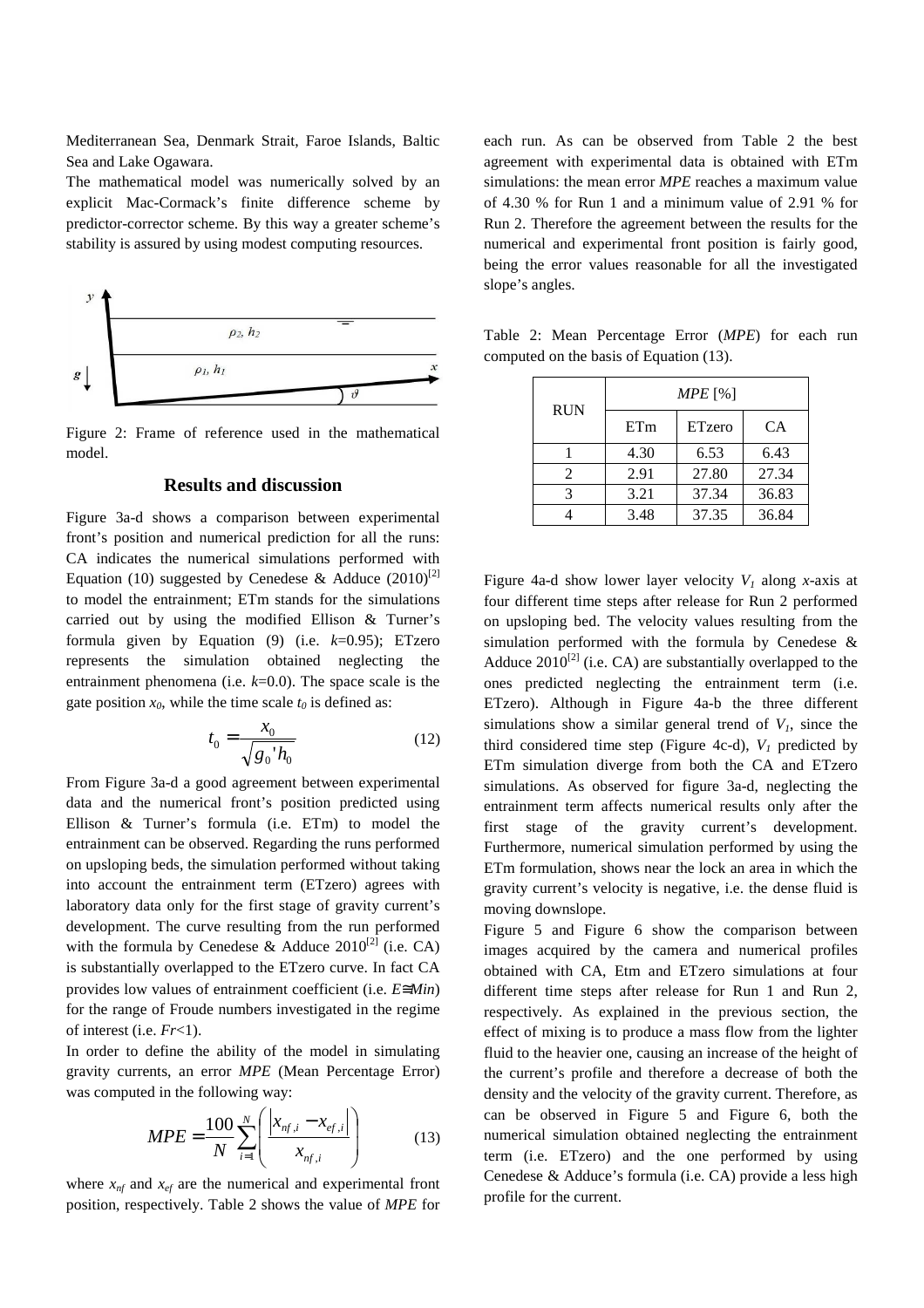Mediterranean Sea, Denmark Strait, Faroe Islands, Baltic Sea and Lake Ogawara.

The mathematical model was numerically solved by an explicit Mac-Cormack's finite difference scheme by predictor-corrector scheme. By this way a greater scheme's stability is assured by using modest computing resources.

Figure 2: Frame of reference used in the mathematical model.

## Results and discussion

Figure 3a-d shows a comparison between experimental front's position and numerical prediction for all the runs: CA indicates the numerical simulations performed with Equation (10) suggested by Cenedese & Adduce (2010)[2] to model the entrainment; ETm stands for the simulations carried out by using the modified Ellison & Turner's formula given by Equation (9) (i.e. $k$=0.95); ETzero represents the simulation obtained neglecting the entrainment phenomena (i.e. $k$=0.0). The space scale is the gate position $x_0$, while the time scale $t_0$ is defined as:

$$t_0 = \frac{x_0}{\sqrt{g_0' h_0}} \tag{12}$$

From Figure 3a-d a good agreement between experimental data and the numerical front's position predicted using Ellison & Turner's formula (i.e. ETm) to model the entrainment can be observed. Regarding the runs performed on upsloping beds, the simulation performed without taking into account the entrainment term (ETzero) agrees with laboratory data only for the first stage of gravity current's development. The curve resulting from the run performed with the formula by Cenedese & Adduce 2010[2] (i.e. CA) is substantially overlapped to the ETzero curve. In fact CA provides low values of entrainment coefficient (i.e. $E \cong Min$) for the range of Froude numbers investigated in the regime of interest (i.e. $Fr$<1).

In order to define the ability of the model in simulating gravity currents, an error *MPE* (Mean Percentage Error) was computed in the following way:

$$MPE = \frac{100}{N} \sum_{i=1}^{N} \left( \frac{\left| x_{nf,i} - x_{ef,i} \right|}{x_{nf,i}} \right) \tag{13}$$

where $x_{nf}$ and $x_{ef}$ are the numerical and experimental front position, respectively. Table 2 shows the value of *MPE* for each run. As can be observed from Table 2 the best agreement with experimental data is obtained with ETm simulations: the mean error *MPE* reaches a maximum value of 4.30 % for Run 1 and a minimum value of 2.91 % for Run 2. Therefore the agreement between the results for the numerical and experimental front position is fairly good, being the error values reasonable for all the investigated slope's angles.

Table 2: Mean Percentage Error (*MPE*) for each run computed on the basis of Equation (13).

| RUN | *MPE* [%] | | |
|---|---|---|---|
| | ETm | ETzero | CA |
| 1 | 4.30 | 6.53 | 6.43 |
| 2 | 2.91 | 27.80 | 27.34 |
| 3 | 3.21 | 37.34 | 36.83 |
| 4 | 3.48 | 37.35 | 36.84 |

Figure 4a-d show lower layer velocity $V_1$ along $x$-axis at four different time steps after release for Run 2 performed on upsloping bed. The velocity values resulting from the simulation performed with the formula by Cenedese & Adduce 2010[2] (i.e. CA) are substantially overlapped to the ones predicted neglecting the entrainment term (i.e. ETzero). Although in Figure 4a-b the three different simulations show a similar general trend of $V_1$, since the third considered time step (Figure 4c-d), $V_1$ predicted by ETm simulation diverge from both the CA and ETzero simulations. As observed for figure 3a-d, neglecting the entrainment term affects numerical results only after the first stage of the gravity current's development. Furthermore, numerical simulation performed by using the ETm formulation, shows near the lock an area in which the gravity current's velocity is negative, i.e. the dense fluid is moving downslope.

Figure 5 and Figure 6 show the comparison between images acquired by the camera and numerical profiles obtained with CA, Etm and ETzero simulations at four different time steps after release for Run 1 and Run 2, respectively. As explained in the previous section, the effect of mixing is to produce a mass flow from the lighter fluid to the heavier one, causing an increase of the height of the current's profile and therefore a decrease of both the density and the velocity of the gravity current. Therefore, as can be observed in Figure 5 and Figure 6, both the numerical simulation obtained neglecting the entrainment term (i.e. ETzero) and the one performed by using Cenedese & Adduce's formula (i.e. CA) provide a less high profile for the current.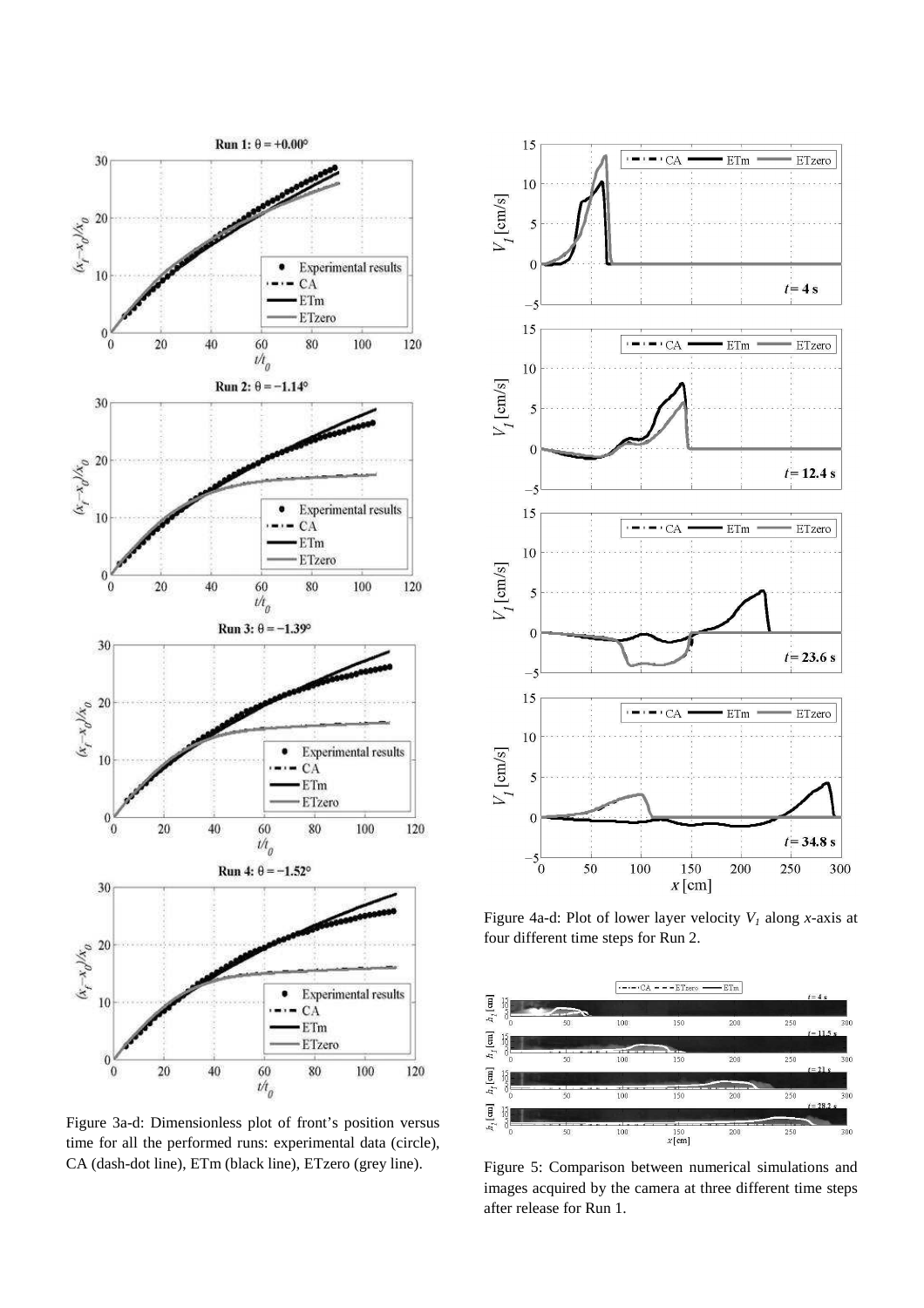Figure 3a-d: Dimensionless plot of front's position versus time for all the performed runs: experimental data (circle), CA (dash-dot line), ETm (black line), ETzero (grey line).

Figure 4a-d: Plot of lower layer velocity $V_1$ along $x$-axis at four different time steps for Run 2.

Figure 5: Comparison between numerical simulations and images acquired by the camera at three different time steps after release for Run 1.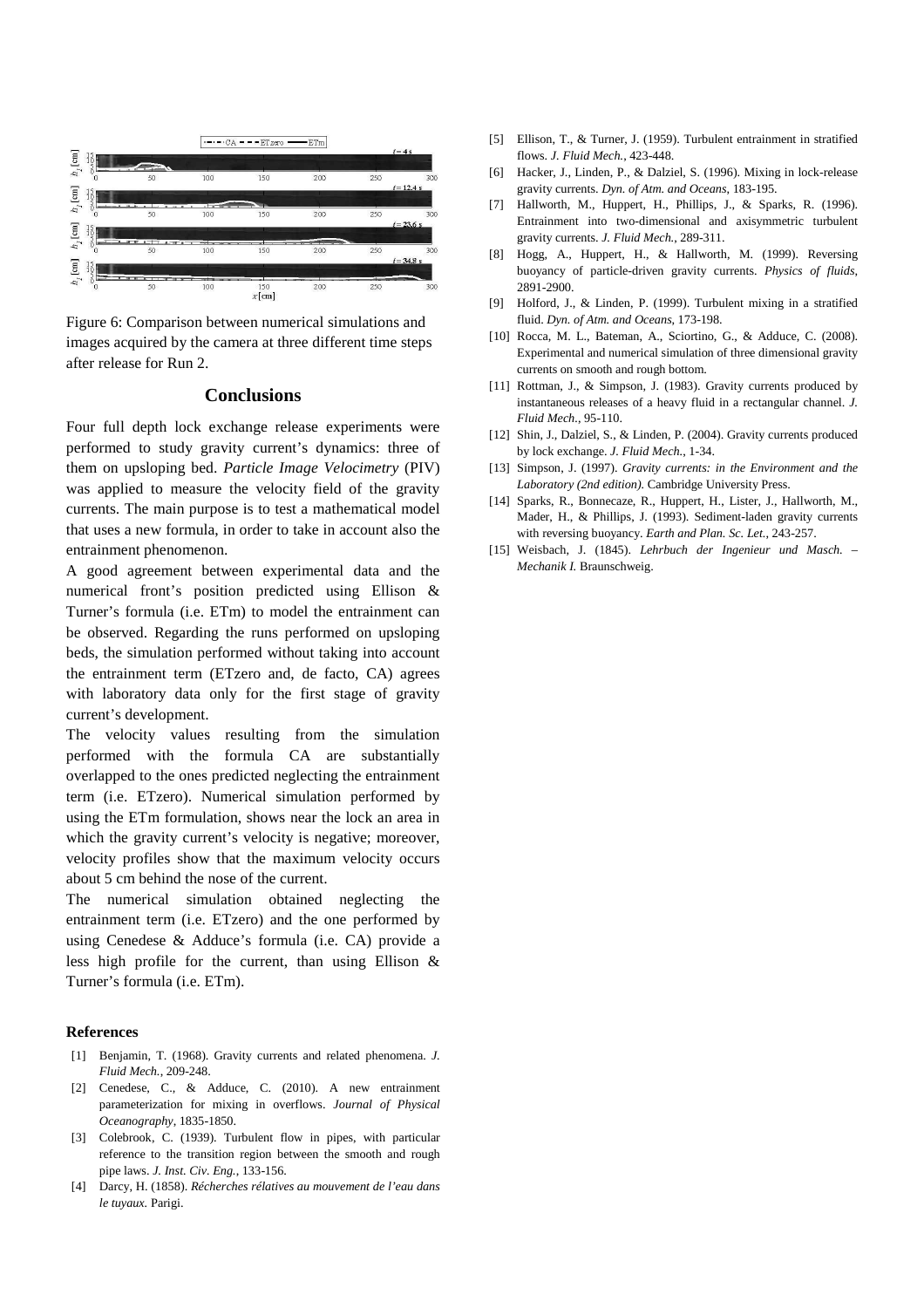CA ETzero ETm

$t = 4$ s

$h_1$ [cm]

15 10 5 0

0 50 100 150 200 250 300

$t = 12.4$ s

$h_1$ [cm]

15 10 5 0

0 50 100 150 200 250 300

$t = 23.6$ s

$h_1$ [cm]

15 10 5 0

0 50 100 150 200 250 300

$t = 34.8$ s

$h_1$ [cm]

15 10 5 0

0 50 100 150 200 250 300

$x$ [cm]

Figure 6: Comparison between numerical simulations and images acquired by the camera at three different time steps after release for Run 2.

## Conclusions

Four full depth lock exchange release experiments were performed to study gravity current's dynamics: three of them on upsloping bed. *Particle Image Velocimetry* (PIV) was applied to measure the velocity field of the gravity currents. The main purpose is to test a mathematical model that uses a new formula, in order to take in account also the entrainment phenomenon.

A good agreement between experimental data and the numerical front's position predicted using Ellison & Turner's formula (i.e. ETm) to model the entrainment can be observed. Regarding the runs performed on upsloping beds, the simulation performed without taking into account the entrainment term (ETzero and, de facto, CA) agrees with laboratory data only for the first stage of gravity current's development.

The velocity values resulting from the simulation performed with the formula CA are substantially overlapped to the ones predicted neglecting the entrainment term (i.e. ETzero). Numerical simulation performed by using the ETm formulation, shows near the lock an area in which the gravity current's velocity is negative; moreover, velocity profiles show that the maximum velocity occurs about 5 cm behind the nose of the current.

The numerical simulation obtained neglecting the entrainment term (i.e. ETzero) and the one performed by using Cenedese & Adduce's formula (i.e. CA) provide a less high profile for the current, than using Ellison & Turner's formula (i.e. ETm).

### References

[1] Benjamin, T. (1968). Gravity currents and related phenomena. *J. Fluid Mech.*, 209-248.

[2] Cenedese, C., & Adduce, C. (2010). A new entrainment parameterization for mixing in overflows. *Journal of Physical Oceanography*, 1835-1850.

[3] Colebrook, C. (1939). Turbulent flow in pipes, with particular reference to the transition region between the smooth and rough pipe laws. *J. Inst. Civ. Eng.*, 133-156.

[4] Darcy, H. (1858). *Récherches rélatives au mouvement de l'eau dans le tuyaux.* Parigi.

[5] Ellison, T., & Turner, J. (1959). Turbulent entrainment in stratified flows. *J. Fluid Mech.*, 423-448.

[6] Hacker, J., Linden, P., & Dalziel, S. (1996). Mixing in lock-release gravity currents. *Dyn. of Atm. and Oceans*, 183-195.

[7] Hallworth, M., Huppert, H., Phillips, J., & Sparks, R. (1996). Entrainment into two-dimensional and axisymmetric turbulent gravity currents. *J. Fluid Mech.*, 289-311.

[8] Hogg, A., Huppert, H., & Hallworth, M. (1999). Reversing buoyancy of particle-driven gravity currents. *Physics of fluids*, 2891-2900.

[9] Holford, J., & Linden, P. (1999). Turbulent mixing in a stratified fluid. *Dyn. of Atm. and Oceans*, 173-198.

[10] Rocca, M. L., Bateman, A., Sciortino, G., & Adduce, C. (2008). Experimental and numerical simulation of three dimensional gravity currents on smooth and rough bottom.

[11] Rottman, J., & Simpson, J. (1983). Gravity currents produced by instantaneous releases of a heavy fluid in a rectangular channel. *J. Fluid Mech.*, 95-110.

[12] Shin, J., Dalziel, S., & Linden, P. (2004). Gravity currents produced by lock exchange. *J. Fluid Mech.*, 1-34.

[13] Simpson, J. (1997). *Gravity currents: in the Environment and the Laboratory (2nd edition).* Cambridge University Press.

[14] Sparks, R., Bonnecaze, R., Huppert, H., Lister, J., Hallworth, M., Mader, H., & Phillips, J. (1993). Sediment-laden gravity currents with reversing buoyancy. *Earth and Plan. Sc. Let.*, 243-257.

[15] Weisbach, J. (1845). *Lehrbuch der Ingenieur und Masch. – Mechanik I.* Braunschweig.